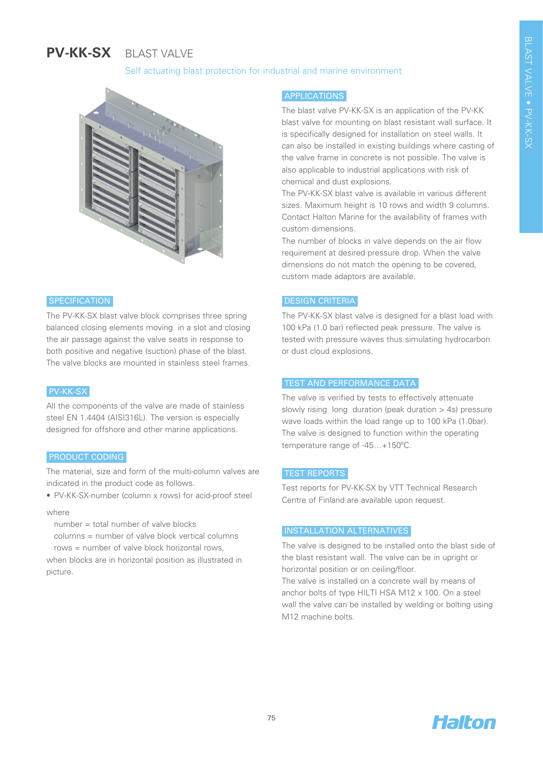# PV-KK-SX BLAST VALVE

Self actuating blast protection for industrial and marine environment

## SPECIFICATION

The PV-KK-SX blast valve block comprises three spring balanced closing elements moving in a slot and closing the air passage against the valve seats in response to both positive and negative (suction) phase of the blast. The valve blocks are mounted in stainless steel frames.

## PV-KK-SX

All the components of the valve are made of stainless steel EN 1.4404 (AISI316L). The version is especially designed for offshore and other marine applications.

## PRODUCT CODING

The material, size and form of the multi-column valves are indicated in the product code as follows.

- PV-KK-SX-number (column x rows) for acid-proof steel

where

number = total number of valve blocks
columns = number of valve block vertical columns
rows = number of valve block horizontal rows,

when blocks are in horizontal position as illustrated in picture.

## APPLICATIONS

The blast valve PV-KK-SX is an application of the PV-KK blast valve for mounting on blast resistant wall surface. It is specifically designed for installation on steel walls. It can also be installed in existing buildings where casting of the valve frame in concrete is not possible. The valve is also applicable to industrial applications with risk of chemical and dust explosions.

The PV-KK-SX blast valve is available in various different sizes. Maximum height is 10 rows and width 9 columns. Contact Halton Marine for the availability of frames with custom dimensions.

The number of blocks in valve depends on the air flow requirement at desired pressure drop. When the valve dimensions do not match the opening to be covered, custom made adaptors are available.

## DESIGN CRITERIA

The PV-KK-SX blast valve is designed for a blast load with 100 kPa (1.0 bar) reflected peak pressure. The valve is tested with pressure waves thus simulating hydrocarbon or dust cloud explosions.

## TEST AND PERFORMANCE DATA

The valve is verified by tests to effectively attenuate slowly rising long duration (peak duration > 4s) pressure wave loads within the load range up to 100 kPa (1.0bar). The valve is designed to function within the operating temperature range of -45…+150°C.

## TEST REPORTS

Test reports for PV-KK-SX by VTT Technical Research Centre of Finland are available upon request.

## INSTALLATION ALTERNATIVES

The valve is designed to be installed onto the blast side of the blast resistant wall. The valve can be in upright or horizontal position or on ceiling/floor.

The valve is installed on a concrete wall by means of anchor bolts of type HILTI HSA M12 x 100. On a steel wall the valve can be installed by welding or bolting using M12 machine bolts.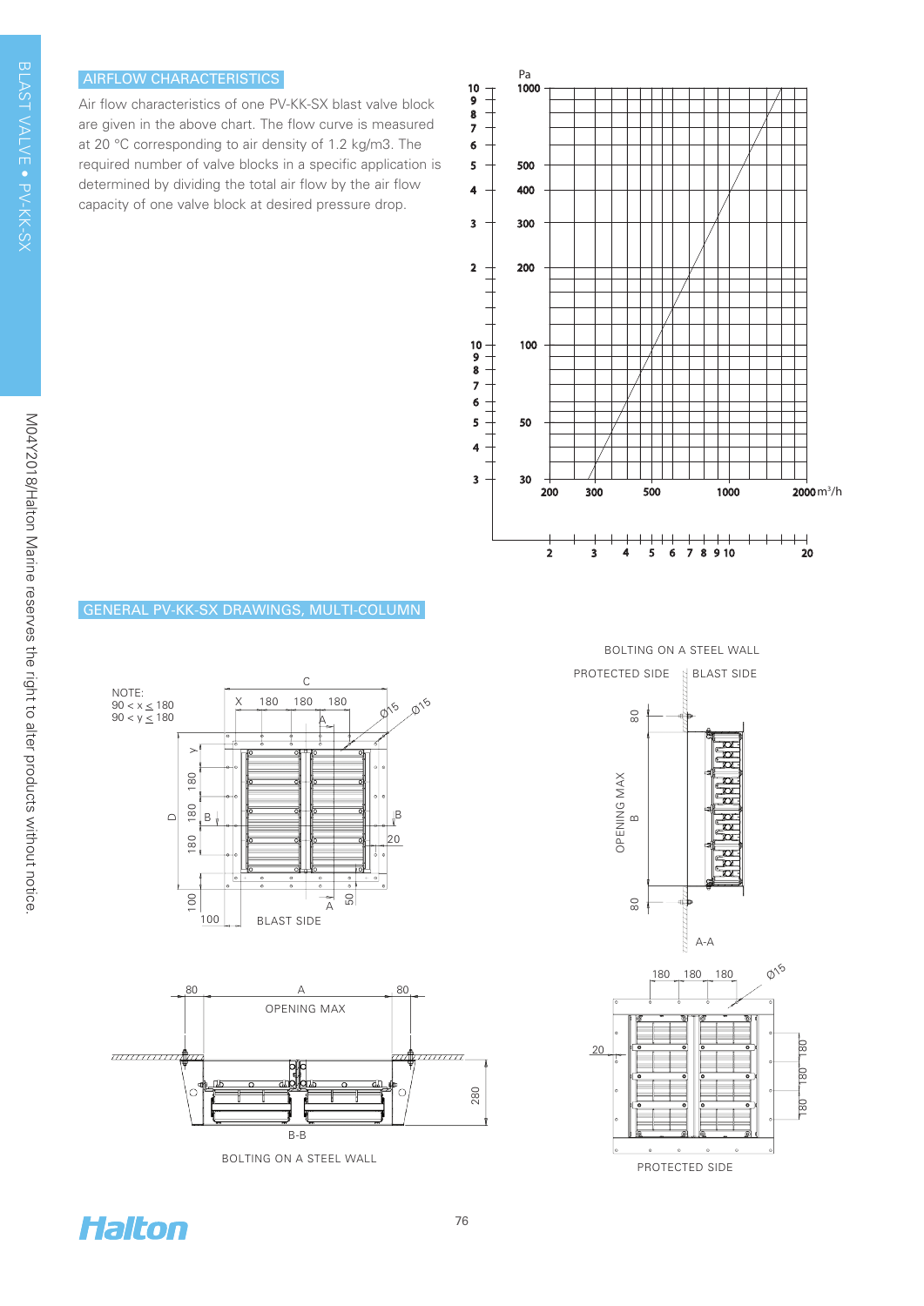## AIRFLOW CHARACTERISTICS

Air flow characteristics of one PV-KK-SX blast valve block are given in the above chart. The flow curve is measured at 20 °C corresponding to air density of 1.2 kg/m3. The required number of valve blocks in a specific application is determined by dividing the total air flow by the air flow capacity of one valve block at desired pressure drop.

## GENERAL PV-KK-SX DRAWINGS, MULTI-COLUMN

NOTE:
90 < x ≤ 180
90 < y ≤ 180

BLAST SIDE

BOLTING ON A STEEL WALL

PROTECTED SIDE | BLAST SIDE

OPENING MAX

A-A

B-B

BOLTING ON A STEEL WALL

PROTECTED SIDE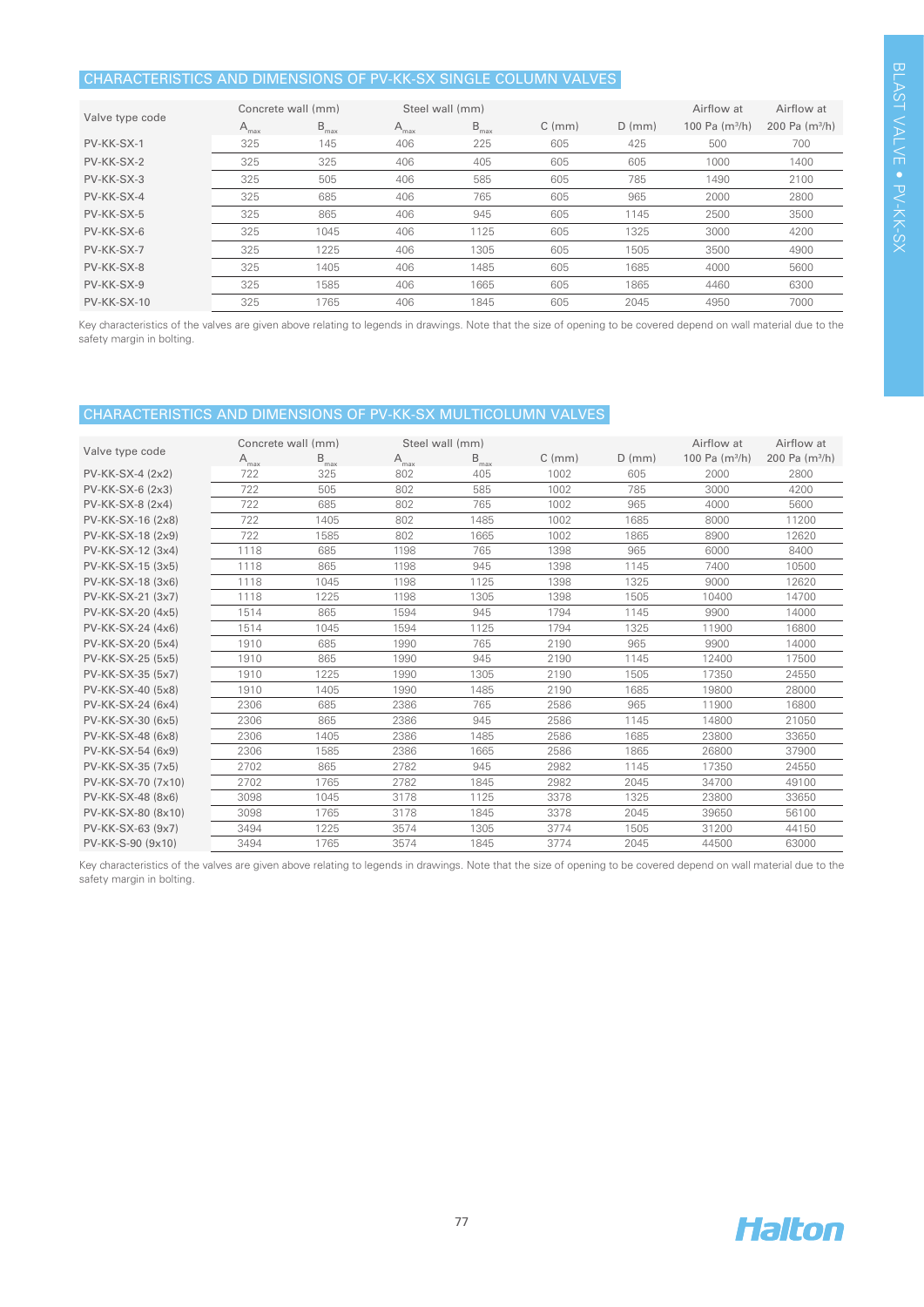## CHARACTERISTICS AND DIMENSIONS OF PV-KK-SX SINGLE COLUMN VALVES

| Valve type code | Concrete wall (mm) | | Steel wall (mm) | | C (mm) | D (mm) | Airflow at 100 Pa (m³/h) | Airflow at 200 Pa (m³/h) |
|---|---|---|---|---|---|---|---|---|
| | $A_{max}$ | $B_{max}$ | $A_{max}$ | $B_{max}$ | | | | |
| PV-KK-SX-1 | 325 | 145 | 406 | 225 | 605 | 425 | 500 | 700 |
| PV-KK-SX-2 | 325 | 325 | 406 | 405 | 605 | 605 | 1000 | 1400 |
| PV-KK-SX-3 | 325 | 505 | 406 | 585 | 605 | 785 | 1490 | 2100 |
| PV-KK-SX-4 | 325 | 685 | 406 | 765 | 605 | 965 | 2000 | 2800 |
| PV-KK-SX-5 | 325 | 865 | 406 | 945 | 605 | 1145 | 2500 | 3500 |
| PV-KK-SX-6 | 325 | 1045 | 406 | 1125 | 605 | 1325 | 3000 | 4200 |
| PV-KK-SX-7 | 325 | 1225 | 406 | 1305 | 605 | 1505 | 3500 | 4900 |
| PV-KK-SX-8 | 325 | 1405 | 406 | 1485 | 605 | 1685 | 4000 | 5600 |
| PV-KK-SX-9 | 325 | 1585 | 406 | 1665 | 605 | 1865 | 4460 | 6300 |
| PV-KK-SX-10 | 325 | 1765 | 406 | 1845 | 605 | 2045 | 4950 | 7000 |

Key characteristics of the valves are given above relating to legends in drawings. Note that the size of opening to be covered depend on wall material due to the safety margin in bolting.

## CHARACTERISTICS AND DIMENSIONS OF PV-KK-SX MULTICOLUMN VALVES

| Valve type code | Concrete wall (mm) | | Steel wall (mm) | | C (mm) | D (mm) | Airflow at 100 Pa (m³/h) | Airflow at 200 Pa (m³/h) |
|---|---|---|---|---|---|---|---|---|
| | $A_{max}$ | $B_{max}$ | $A_{max}$ | $B_{max}$ | | | | |
| PV-KK-SX-4 (2x2) | 722 | 325 | 802 | 405 | 1002 | 605 | 2000 | 2800 |
| PV-KK-SX-6 (2x3) | 722 | 505 | 802 | 585 | 1002 | 785 | 3000 | 4200 |
| PV-KK-SX-8 (2x4) | 722 | 685 | 802 | 765 | 1002 | 965 | 4000 | 5600 |
| PV-KK-SX-16 (2x8) | 722 | 1405 | 802 | 1485 | 1002 | 1685 | 8000 | 11200 |
| PV-KK-SX-18 (2x9) | 722 | 1585 | 802 | 1665 | 1002 | 1865 | 8900 | 12620 |
| PV-KK-SX-12 (3x4) | 1118 | 685 | 1198 | 765 | 1398 | 965 | 6000 | 8400 |
| PV-KK-SX-15 (3x5) | 1118 | 865 | 1198 | 945 | 1398 | 1145 | 7400 | 10500 |
| PV-KK-SX-18 (3x6) | 1118 | 1045 | 1198 | 1125 | 1398 | 1325 | 9000 | 12620 |
| PV-KK-SX-21 (3x7) | 1118 | 1225 | 1198 | 1305 | 1398 | 1505 | 10400 | 14700 |
| PV-KK-SX-20 (4x5) | 1514 | 865 | 1594 | 945 | 1794 | 1145 | 9900 | 14000 |
| PV-KK-SX-24 (4x6) | 1514 | 1045 | 1594 | 1125 | 1794 | 1325 | 11900 | 16800 |
| PV-KK-SX-20 (5x4) | 1910 | 685 | 1990 | 765 | 2190 | 965 | 9900 | 14000 |
| PV-KK-SX-25 (5x5) | 1910 | 865 | 1990 | 945 | 2190 | 1145 | 12400 | 17500 |
| PV-KK-SX-35 (5x7) | 1910 | 1225 | 1990 | 1305 | 2190 | 1505 | 17350 | 24550 |
| PV-KK-SX-40 (5x8) | 1910 | 1405 | 1990 | 1485 | 2190 | 1685 | 19800 | 28000 |
| PV-KK-SX-24 (6x4) | 2306 | 685 | 2386 | 765 | 2586 | 965 | 11900 | 16800 |
| PV-KK-SX-30 (6x5) | 2306 | 865 | 2386 | 945 | 2586 | 1145 | 14800 | 21050 |
| PV-KK-SX-48 (6x8) | 2306 | 1405 | 2386 | 1485 | 2586 | 1685 | 23800 | 33650 |
| PV-KK-SX-54 (6x9) | 2306 | 1585 | 2386 | 1665 | 2586 | 1865 | 26800 | 37900 |
| PV-KK-SX-35 (7x5) | 2702 | 865 | 2782 | 945 | 2982 | 1145 | 17350 | 24550 |
| PV-KK-SX-70 (7x10) | 2702 | 1765 | 2782 | 1845 | 2982 | 2045 | 34700 | 49100 |
| PV-KK-SX-48 (8x6) | 3098 | 1045 | 3178 | 1125 | 3378 | 1325 | 23800 | 33650 |
| PV-KK-SX-80 (8x10) | 3098 | 1765 | 3178 | 1845 | 3378 | 2045 | 39650 | 56100 |
| PV-KK-SX-63 (9x7) | 3494 | 1225 | 3574 | 1305 | 3774 | 1505 | 31200 | 44150 |
| PV-KK-S-90 (9x10) | 3494 | 1765 | 3574 | 1845 | 3774 | 2045 | 44500 | 63000 |

Key characteristics of the valves are given above relating to legends in drawings. Note that the size of opening to be covered depend on wall material due to the safety margin in bolting.